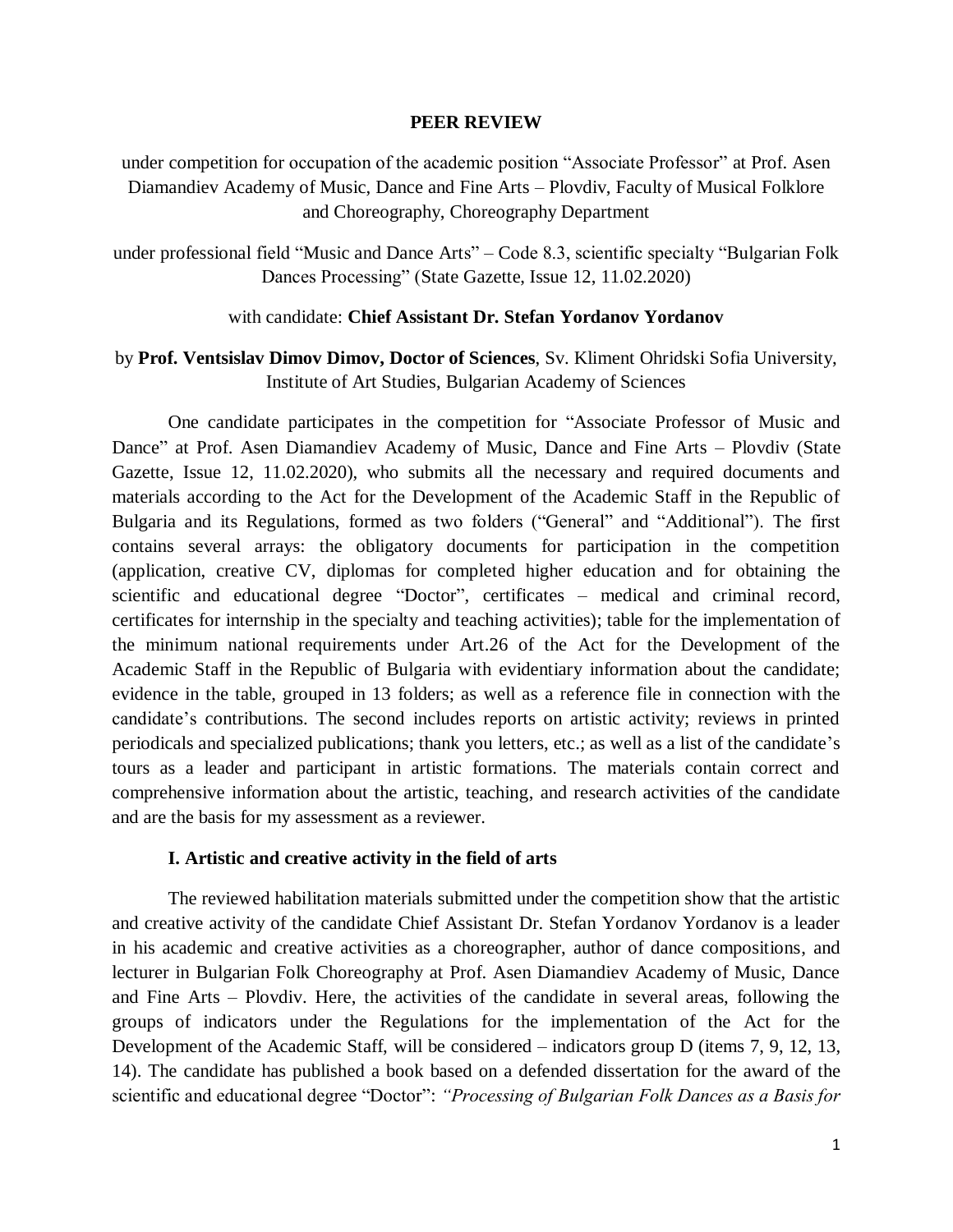**PEER REVIEW**

under competition for occupation of the academic position "Associate Professor" at Prof. Asen Diamandiev Academy of Music, Dance and Fine Arts – Plovdiv, Faculty of Musical Folklore and Choreography, Choreography Department

under professional field "Music and Dance Arts" – Code 8.3, scientific specialty "Bulgarian Folk Dances Processing" (State Gazette, Issue 12, 11.02.2020)

with candidate: **Chief Assistant Dr. Stefan Yordanov Yordanov**

by **Prof. Ventsislav Dimov Dimov, Doctor of Sciences**, Sv. Kliment Ohridski Sofia University, Institute of Art Studies, Bulgarian Academy of Sciences

One candidate participates in the competition for "Associate Professor of Music and Dance" at Prof. Asen Diamandiev Academy of Music, Dance and Fine Arts – Plovdiv (State Gazette, Issue 12, 11.02.2020), who submits all the necessary and required documents and materials according to the Act for the Development of the Academic Staff in the Republic of Bulgaria and its Regulations, formed as two folders ("General" and "Additional"). The first contains several arrays: the obligatory documents for participation in the competition (application, creative CV, diplomas for completed higher education and for obtaining the scientific and educational degree "Doctor", certificates – medical and criminal record, certificates for internship in the specialty and teaching activities); table for the implementation of the minimum national requirements under Art.26 of the Act for the Development of the Academic Staff in the Republic of Bulgaria with evidentiary information about the candidate; evidence in the table, grouped in 13 folders; as well as a reference file in connection with the candidate's contributions. The second includes reports on artistic activity; reviews in printed periodicals and specialized publications; thank you letters, etc.; as well as a list of the candidate's tours as a leader and participant in artistic formations. The materials contain correct and comprehensive information about the artistic, teaching, and research activities of the candidate and are the basis for my assessment as a reviewer.

**I. Artistic and creative activity in the field of arts**

The reviewed habilitation materials submitted under the competition show that the artistic and creative activity of the candidate Chief Assistant Dr. Stefan Yordanov Yordanov is a leader in his academic and creative activities as a choreographer, author of dance compositions, and lecturer in Bulgarian Folk Choreography at Prof. Asen Diamandiev Academy of Music, Dance and Fine Arts – Plovdiv. Here, the activities of the candidate in several areas, following the groups of indicators under the Regulations for the implementation of the Act for the Development of the Academic Staff, will be considered – indicators group D (items 7, 9, 12, 13, 14). The candidate has published a book based on a defended dissertation for the award of the scientific and educational degree "Doctor": *"Processing of Bulgarian Folk Dances as a Basis for*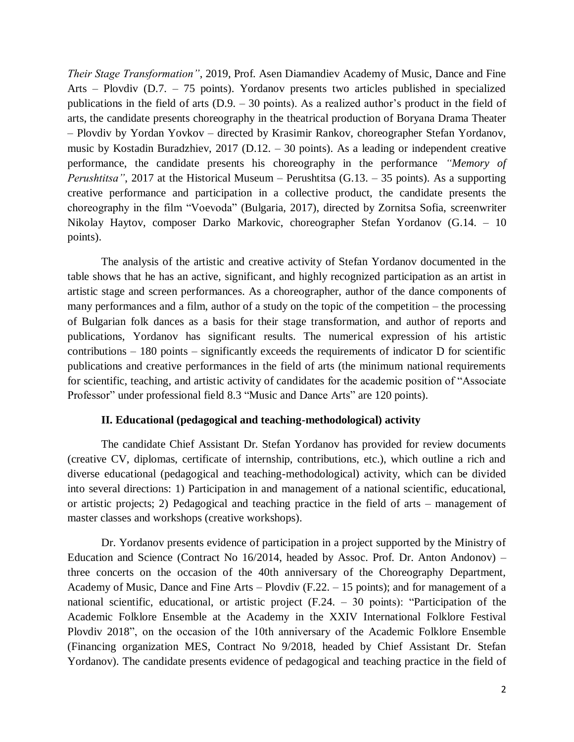*Their Stage Transformation"*, 2019, Prof. Asen Diamandiev Academy of Music, Dance and Fine Arts – Plovdiv (D.7. – 75 points). Yordanov presents two articles published in specialized publications in the field of arts (D.9. – 30 points). As a realized author's product in the field of arts, the candidate presents choreography in the theatrical production of Boryana Drama Theater – Plovdiv by Yordan Yovkov – directed by Krasimir Rankov, choreographer Stefan Yordanov, music by Kostadin Buradzhiev, 2017 (D.12. – 30 points). As a leading or independent creative performance, the candidate presents his choreography in the performance *"Memory of Perushtitsa"*, 2017 at the Historical Museum – Perushtitsa (G.13. – 35 points). As a supporting creative performance and participation in a collective product, the candidate presents the choreography in the film "Voevoda" (Bulgaria, 2017), directed by Zornitsa Sofia, screenwriter Nikolay Haytov, composer Darko Markovic, choreographer Stefan Yordanov (G.14. – 10 points).

The analysis of the artistic and creative activity of Stefan Yordanov documented in the table shows that he has an active, significant, and highly recognized participation as an artist in artistic stage and screen performances. As a choreographer, author of the dance components of many performances and a film, author of a study on the topic of the competition – the processing of Bulgarian folk dances as a basis for their stage transformation, and author of reports and publications, Yordanov has significant results. The numerical expression of his artistic contributions – 180 points – significantly exceeds the requirements of indicator D for scientific publications and creative performances in the field of arts (the minimum national requirements for scientific, teaching, and artistic activity of candidates for the academic position of "Associate Professor" under professional field 8.3 "Music and Dance Arts" are 120 points).

**II. Educational (pedagogical and teaching-methodological) activity**

The candidate Chief Assistant Dr. Stefan Yordanov has provided for review documents (creative CV, diplomas, certificate of internship, contributions, etc.), which outline a rich and diverse educational (pedagogical and teaching-methodological) activity, which can be divided into several directions: 1) Participation in and management of a national scientific, educational, or artistic projects; 2) Pedagogical and teaching practice in the field of arts – management of master classes and workshops (creative workshops).

Dr. Yordanov presents evidence of participation in a project supported by the Ministry of Education and Science (Contract No 16/2014, headed by Assoc. Prof. Dr. Anton Andonov) – three concerts on the occasion of the 40th anniversary of the Choreography Department, Academy of Music, Dance and Fine Arts – Plovdiv (F.22. – 15 points); and for management of a national scientific, educational, or artistic project (F.24. – 30 points): "Participation of the Academic Folklore Ensemble at the Academy in the XXIV International Folklore Festival Plovdiv 2018", on the occasion of the 10th anniversary of the Academic Folklore Ensemble (Financing organization MES, Contract No 9/2018, headed by Chief Assistant Dr. Stefan Yordanov). The candidate presents evidence of pedagogical and teaching practice in the field of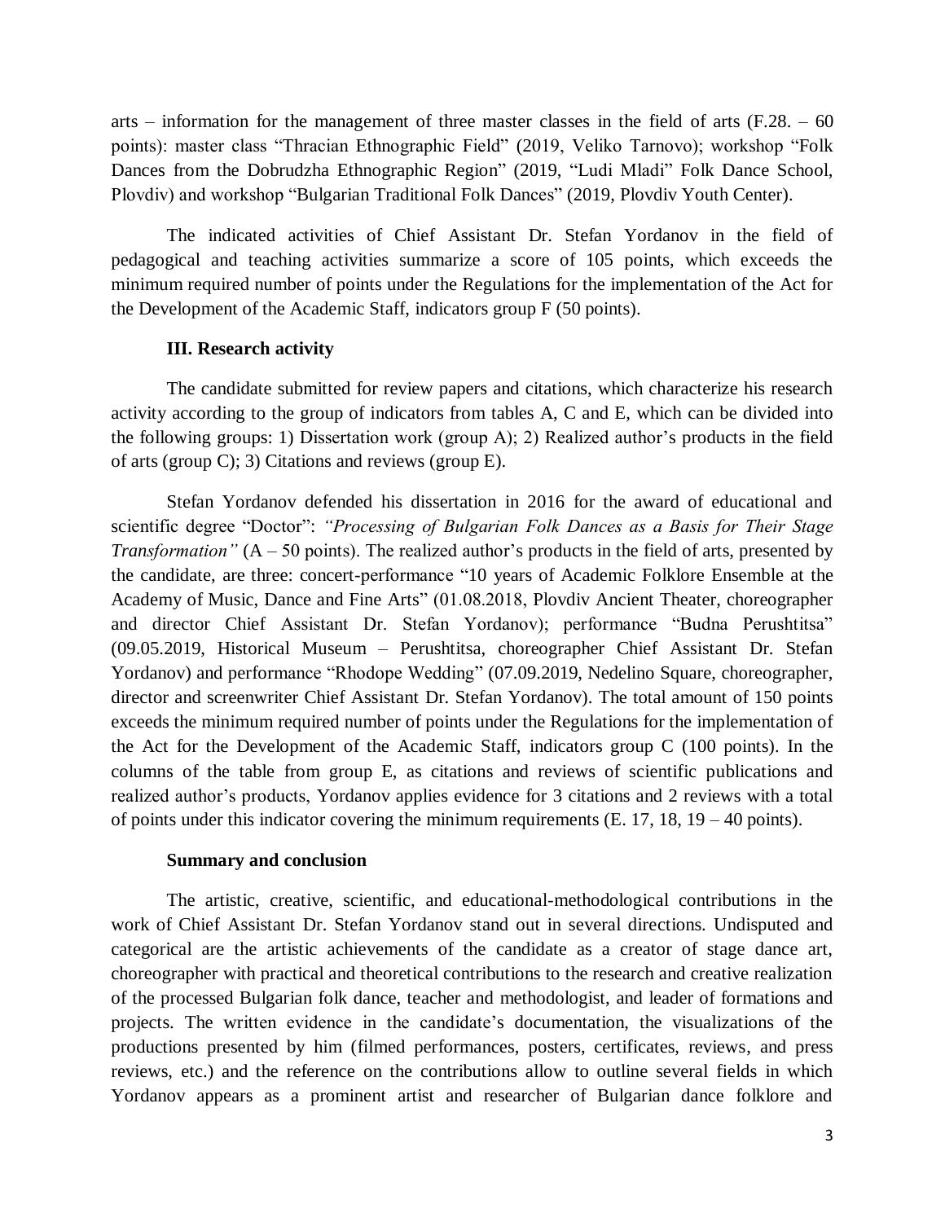arts – information for the management of three master classes in the field of arts (F.28. – 60 points): master class "Thracian Ethnographic Field" (2019, Veliko Tarnovo); workshop "Folk Dances from the Dobrudzha Ethnographic Region" (2019, "Ludi Mladi" Folk Dance School, Plovdiv) and workshop "Bulgarian Traditional Folk Dances" (2019, Plovdiv Youth Center).

The indicated activities of Chief Assistant Dr. Stefan Yordanov in the field of pedagogical and teaching activities summarize a score of 105 points, which exceeds the minimum required number of points under the Regulations for the implementation of the Act for the Development of the Academic Staff, indicators group F (50 points).

**III. Research activity**

The candidate submitted for review papers and citations, which characterize his research activity according to the group of indicators from tables A, C and E, which can be divided into the following groups: 1) Dissertation work (group A); 2) Realized author's products in the field of arts (group C); 3) Citations and reviews (group E).

Stefan Yordanov defended his dissertation in 2016 for the award of educational and scientific degree "Doctor": *"Processing of Bulgarian Folk Dances as a Basis for Their Stage Transformation"* (A – 50 points). The realized author's products in the field of arts, presented by the candidate, are three: concert-performance "10 years of Academic Folklore Ensemble at the Academy of Music, Dance and Fine Arts" (01.08.2018, Plovdiv Ancient Theater, choreographer and director Chief Assistant Dr. Stefan Yordanov); performance "Budna Perushtitsa" (09.05.2019, Historical Museum – Perushtitsa, choreographer Chief Assistant Dr. Stefan Yordanov) and performance "Rhodope Wedding" (07.09.2019, Nedelino Square, choreographer, director and screenwriter Chief Assistant Dr. Stefan Yordanov). The total amount of 150 points exceeds the minimum required number of points under the Regulations for the implementation of the Act for the Development of the Academic Staff, indicators group C (100 points). In the columns of the table from group E, as citations and reviews of scientific publications and realized author's products, Yordanov applies evidence for 3 citations and 2 reviews with a total of points under this indicator covering the minimum requirements (E. 17, 18, 19 – 40 points).

**Summary and conclusion**

The artistic, creative, scientific, and educational-methodological contributions in the work of Chief Assistant Dr. Stefan Yordanov stand out in several directions. Undisputed and categorical are the artistic achievements of the candidate as a creator of stage dance art, choreographer with practical and theoretical contributions to the research and creative realization of the processed Bulgarian folk dance, teacher and methodologist, and leader of formations and projects. The written evidence in the candidate's documentation, the visualizations of the productions presented by him (filmed performances, posters, certificates, reviews, and press reviews, etc.) and the reference on the contributions allow to outline several fields in which Yordanov appears as a prominent artist and researcher of Bulgarian dance folklore and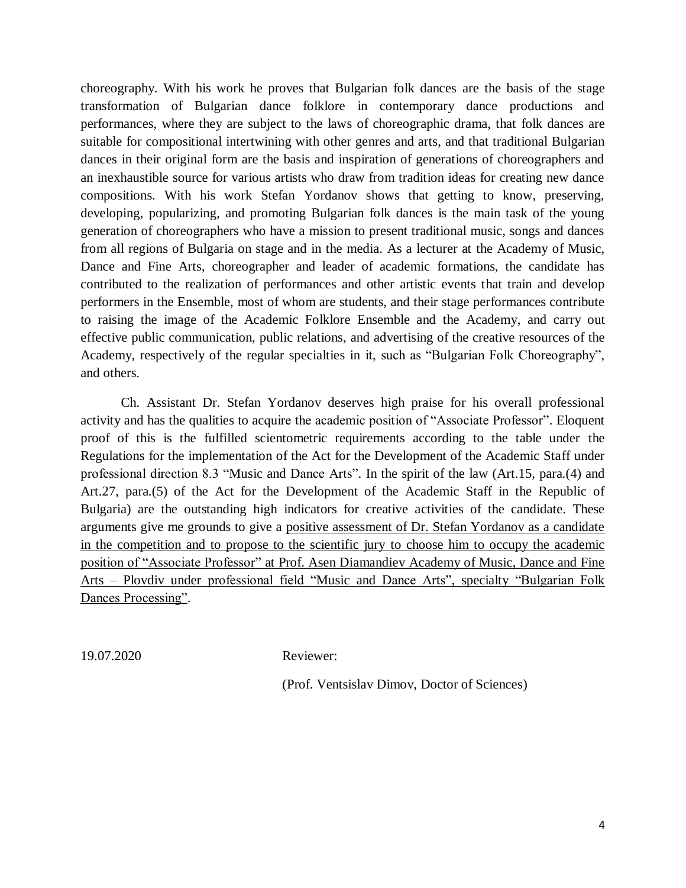choreography. With his work he proves that Bulgarian folk dances are the basis of the stage transformation of Bulgarian dance folklore in contemporary dance productions and performances, where they are subject to the laws of choreographic drama, that folk dances are suitable for compositional intertwining with other genres and arts, and that traditional Bulgarian dances in their original form are the basis and inspiration of generations of choreographers and an inexhaustible source for various artists who draw from tradition ideas for creating new dance compositions. With his work Stefan Yordanov shows that getting to know, preserving, developing, popularizing, and promoting Bulgarian folk dances is the main task of the young generation of choreographers who have a mission to present traditional music, songs and dances from all regions of Bulgaria on stage and in the media. As a lecturer at the Academy of Music, Dance and Fine Arts, choreographer and leader of academic formations, the candidate has contributed to the realization of performances and other artistic events that train and develop performers in the Ensemble, most of whom are students, and their stage performances contribute to raising the image of the Academic Folklore Ensemble and the Academy, and carry out effective public communication, public relations, and advertising of the creative resources of the Academy, respectively of the regular specialties in it, such as "Bulgarian Folk Choreography", and others.

Ch. Assistant Dr. Stefan Yordanov deserves high praise for his overall professional activity and has the qualities to acquire the academic position of "Associate Professor". Eloquent proof of this is the fulfilled scientometric requirements according to the table under the Regulations for the implementation of the Act for the Development of the Academic Staff under professional direction 8.3 "Music and Dance Arts". In the spirit of the law (Art.15, para.(4) and Art.27, para.(5) of the Act for the Development of the Academic Staff in the Republic of Bulgaria) are the outstanding high indicators for creative activities of the candidate. These arguments give me grounds to give a positive assessment of Dr. Stefan Yordanov as a candidate in the competition and to propose to the scientific jury to choose him to occupy the academic position of "Associate Professor" at Prof. Asen Diamandiev Academy of Music, Dance and Fine Arts – Plovdiv under professional field "Music and Dance Arts", specialty "Bulgarian Folk Dances Processing".

19.07.2020

Reviewer:

(Prof. Ventsislav Dimov, Doctor of Sciences)